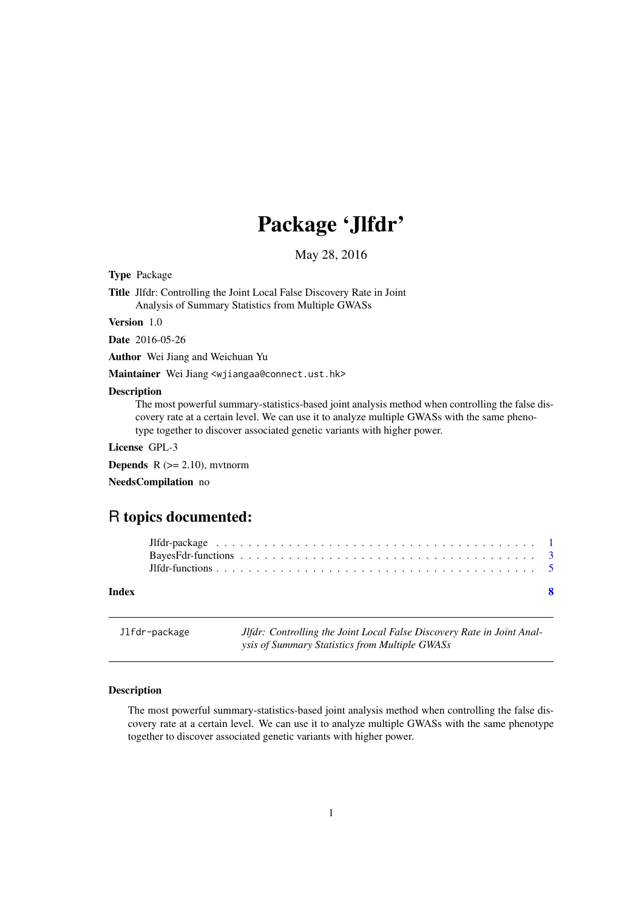# Package 'Jlfdr'

May 28, 2016

**Type** Package

**Title** Jlfdr: Controlling the Joint Local False Discovery Rate in Joint Analysis of Summary Statistics from Multiple GWASs

**Version** 1.0

**Date** 2016-05-26

**Author** Wei Jiang and Weichuan Yu

**Maintainer** Wei Jiang <wjiangaa@connect.ust.hk>

**Description**
The most powerful summary-statistics-based joint analysis method when controlling the false discovery rate at a certain level. We can use it to analyze multiple GWASs with the same phenotype together to discover associated genetic variants with higher power.

**License** GPL-3

**Depends** R (>= 2.10), mvtnorm

**NeedsCompilation** no

## R topics documented:

| | |
|---|---|
| Jlfdr-package | 1 |
| BayesFdr-functions | 3 |
| Jlfdr-functions | 5 |
| **Index** | **8** |

---

`Jlfdr-package` *Jlfdr: Controlling the Joint Local False Discovery Rate in Joint Analysis of Summary Statistics from Multiple GWASs*

---

### Description

The most powerful summary-statistics-based joint analysis method when controlling the false discovery rate at a certain level. We can use it to analyze multiple GWASs with the same phenotype together to discover associated genetic variants with higher power.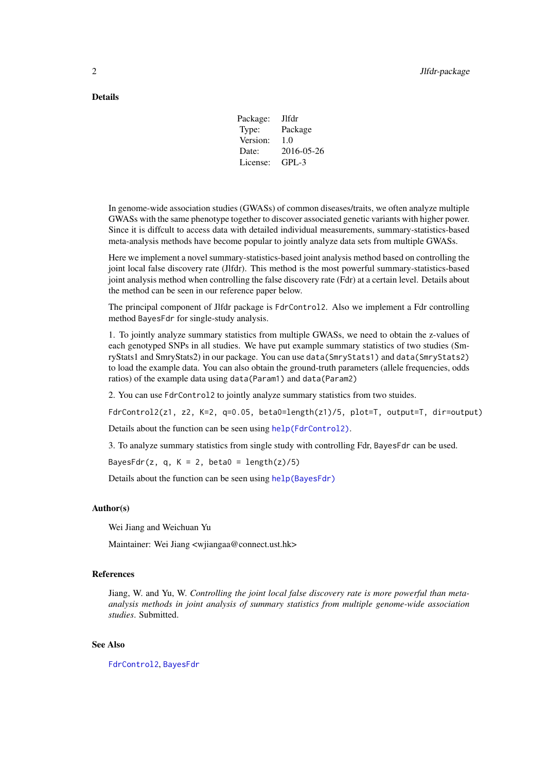### Details

| | |
|---|---|
| Package: | Jlfdr |
| Type: | Package |
| Version: | 1.0 |
| Date: | 2016-05-26 |
| License: | GPL-3 |

In genome-wide association studies (GWASs) of common diseases/traits, we often analyze multiple GWASs with the same phenotype together to discover associated genetic variants with higher power. Since it is diffcult to access data with detailed individual measurements, summary-statistics-based meta-analysis methods have become popular to jointly analyze data sets from multiple GWASs.

Here we implement a novel summary-statistics-based joint analysis method based on controlling the joint local false discovery rate (Jlfdr). This method is the most powerful summary-statistics-based joint analysis method when controlling the false discovery rate (Fdr) at a certain level. Details about the method can be seen in our reference paper below.

The principal component of Jlfdr package is `FdrControl2`. Also we implement a Fdr controlling method `BayesFdr` for single-study analysis.

1. To jointly analyze summary statistics from multiple GWASs, we need to obtain the z-values of each genotyped SNPs in all studies. We have put example summary statistics of two studies (SmryStats1 and SmryStats2) in our package. You can use `data(SmryStats1)` and `data(SmryStats2)` to load the example data. You can also obtain the ground-truth parameters (allele frequencies, odds ratios) of the example data using `data(Param1)` and `data(Param2)`

2. You can use `FdrControl2` to jointly analyze summary statistics from two stuides.

```
FdrControl2(z1, z2, K=2, q=0.05, beta0=length(z1)/5, plot=T, output=T, dir=output)
```

Details about the function can be seen using `help(FdrControl2)`.

3. To analyze summary statistics from single study with controlling Fdr, `BayesFdr` can be used.

```
BayesFdr(z, q, K = 2, beta0 = length(z)/5)
```

Details about the function can be seen using `help(BayesFdr)`

### Author(s)

Wei Jiang and Weichuan Yu

Maintainer: Wei Jiang <wjiangaa@connect.ust.hk>

### References

Jiang, W. and Yu, W. *Controlling the joint local false discovery rate is more powerful than meta-analysis methods in joint analysis of summary statistics from multiple genome-wide association studies*. Submitted.

### See Also

`FdrControl2`, `BayesFdr`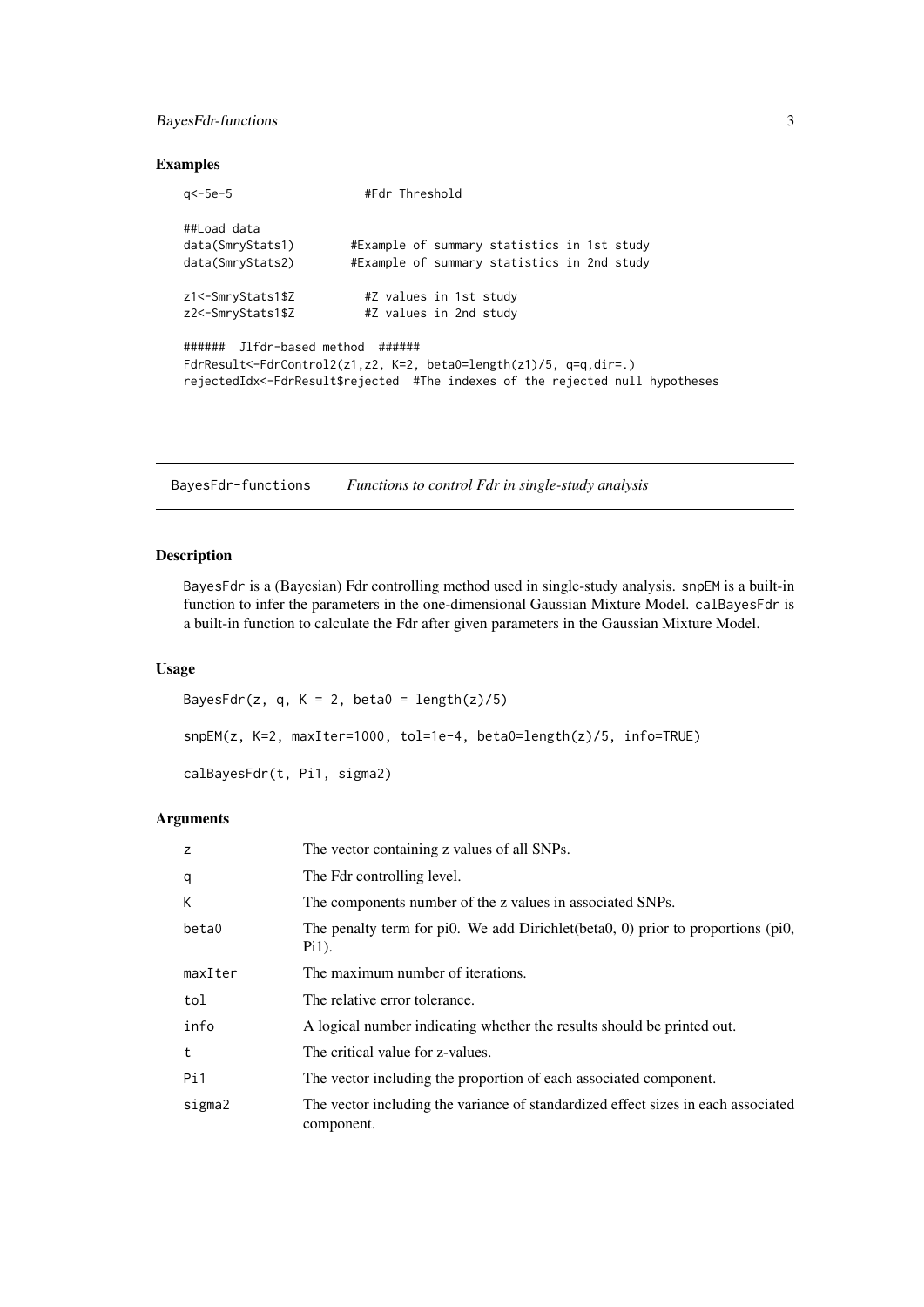## Examples

```
q<-5e-5                 #Fdr Threshold

##Load data
data(SmryStats1)        #Example of summary statistics in 1st study
data(SmryStats2)        #Example of summary statistics in 2nd study

z1<-SmryStats1$Z          #Z values in 1st study
z2<-SmryStats1$Z          #Z values in 2nd study

######  Jlfdr-based method  ######
FdrResult<-FdrControl2(z1,z2, K=2, beta0=length(z1)/5, q=q,dir=.)
rejectedIdx<-FdrResult$rejected  #The indexes of the rejected null hypotheses
```

---

# BayesFdr-functions — *Functions to control Fdr in single-study analysis*

---

## Description

BayesFdr is a (Bayesian) Fdr controlling method used in single-study analysis. snpEM is a built-in function to infer the parameters in the one-dimensional Gaussian Mixture Model. calBayesFdr is a built-in function to calculate the Fdr after given parameters in the Gaussian Mixture Model.

## Usage

```
BayesFdr(z, q, K = 2, beta0 = length(z)/5)

snpEM(z, K=2, maxIter=1000, tol=1e-4, beta0=length(z)/5, info=TRUE)

calBayesFdr(t, Pi1, sigma2)
```

## Arguments

| | |
|---|---|
| z | The vector containing z values of all SNPs. |
| q | The Fdr controlling level. |
| K | The components number of the z values in associated SNPs. |
| beta0 | The penalty term for pi0. We add Dirichlet(beta0, 0) prior to proportions (pi0, Pi1). |
| maxIter | The maximum number of iterations. |
| tol | The relative error tolerance. |
| info | A logical number indicating whether the results should be printed out. |
| t | The critical value for z-values. |
| Pi1 | The vector including the proportion of each associated component. |
| sigma2 | The vector including the variance of standardized effect sizes in each associated component. |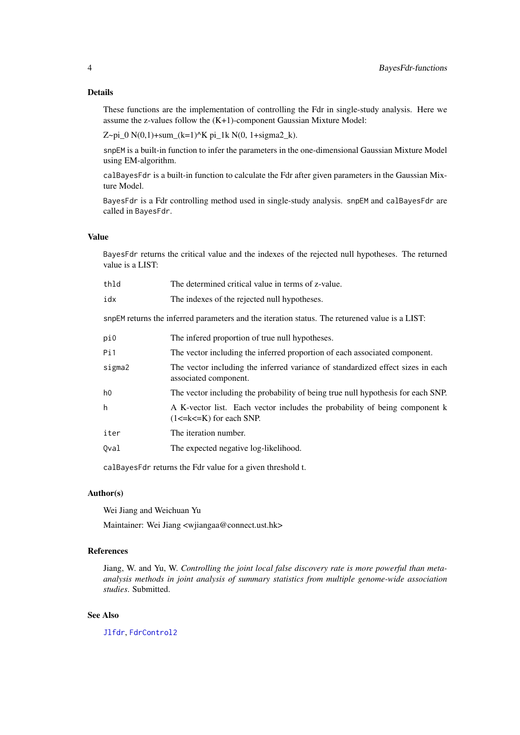### Details

These functions are the implementation of controlling the Fdr in single-study analysis. Here we assume the z-values follow the (K+1)-component Gaussian Mixture Model:

Z~pi_0 N(0,1)+sum_(k=1)^K pi_1k N(0, 1+sigma2_k).

`snpEM` is a built-in function to infer the parameters in the one-dimensional Gaussian Mixture Model using EM-algorithm.

`calBayesFdr` is a built-in function to calculate the Fdr after given parameters in the Gaussian Mixture Model.

`BayesFdr` is a Fdr controlling method used in single-study analysis. `snpEM` and `calBayesFdr` are called in `BayesFdr`.

### Value

`BayesFdr` returns the critical value and the indexes of the rejected null hypotheses. The returned value is a LIST:

| | |
|---|---|
| `thld` | The determined critical value in terms of z-value. |
| `idx` | The indexes of the rejected null hypotheses. |

`snpEM` returns the inferred parameters and the iteration status. The retured value is a LIST:

| | |
|---|---|
| `pi0` | The infered proportion of true null hypotheses. |
| `Pi1` | The vector including the inferred proportion of each associated component. |
| `sigma2` | The vector including the inferred variance of standardized effect sizes in each associated component. |
| `h0` | The vector including the probability of being true null hypothesis for each SNP. |
| `h` | A K-vector list. Each vector includes the probability of being component k (1<=k<=K) for each SNP. |
| `iter` | The iteration number. |
| `Qval` | The expected negative log-likelihood. |

`calBayesFdr` returns the Fdr value for a given threshold t.

### Author(s)

Wei Jiang and Weichuan Yu

Maintainer: Wei Jiang <wjiangaa@connect.ust.hk>

### References

Jiang, W. and Yu, W. *Controlling the joint local false discovery rate is more powerful than meta-analysis methods in joint analysis of summary statistics from multiple genome-wide association studies*. Submitted.

### See Also

`Jlfdr`, `FdrControl2`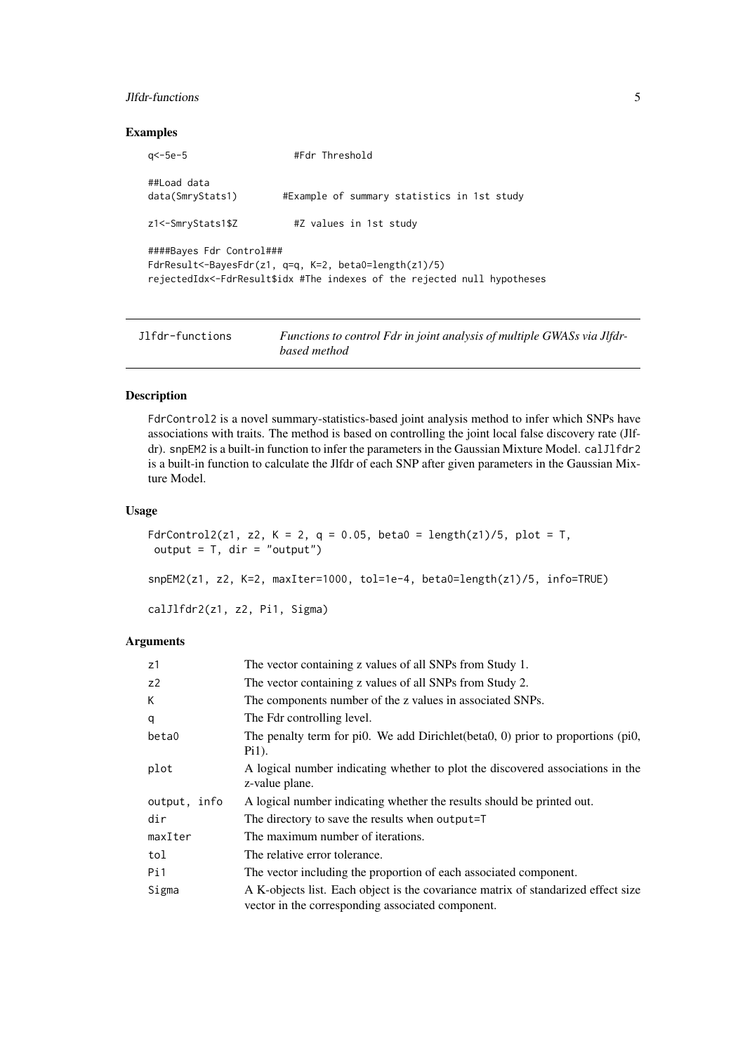## Examples

```
q<-5e-5                 #Fdr Threshold

##Load data
data(SmryStats1)        #Example of summary statistics in 1st study

z1<-SmryStats1$Z          #Z values in 1st study

####Bayes Fdr Control###
FdrResult<-BayesFdr(z1, q=q, K=2, beta0=length(z1)/5)
rejectedIdx<-FdrResult$idx #The indexes of the rejected null hypotheses
```

---

| Jlfdr-functions | *Functions to control Fdr in joint analysis of multiple GWASs via Jlfdr-based method* |
|---|---|

---

## Description

FdrControl2 is a novel summary-statistics-based joint analysis method to infer which SNPs have associations with traits. The method is based on controlling the joint local false discovery rate (Jlfdr). snpEM2 is a built-in function to infer the parameters in the Gaussian Mixture Model. calJlfdr2 is a built-in function to calculate the Jlfdr of each SNP after given parameters in the Gaussian Mixture Model.

## Usage

```
FdrControl2(z1, z2, K = 2, q = 0.05, beta0 = length(z1)/5, plot = T,
 output = T, dir = "output")

snpEM2(z1, z2, K=2, maxIter=1000, tol=1e-4, beta0=length(z1)/5, info=TRUE)

calJlfdr2(z1, z2, Pi1, Sigma)
```

## Arguments

| Argument | Description |
|---|---|
| z1 | The vector containing z values of all SNPs from Study 1. |
| z2 | The vector containing z values of all SNPs from Study 2. |
| K | The components number of the z values in associated SNPs. |
| q | The Fdr controlling level. |
| beta0 | The penalty term for pi0. We add Dirichlet(beta0, 0) prior to proportions (pi0, Pi1). |
| plot | A logical number indicating whether to plot the discovered associations in the z-value plane. |
| output, info | A logical number indicating whether the results should be printed out. |
| dir | The directory to save the results when output=T |
| maxIter | The maximum number of iterations. |
| tol | The relative error tolerance. |
| Pi1 | The vector including the proportion of each associated component. |
| Sigma | A K-objects list. Each object is the covariance matrix of standarized effect size vector in the corresponding associated component. |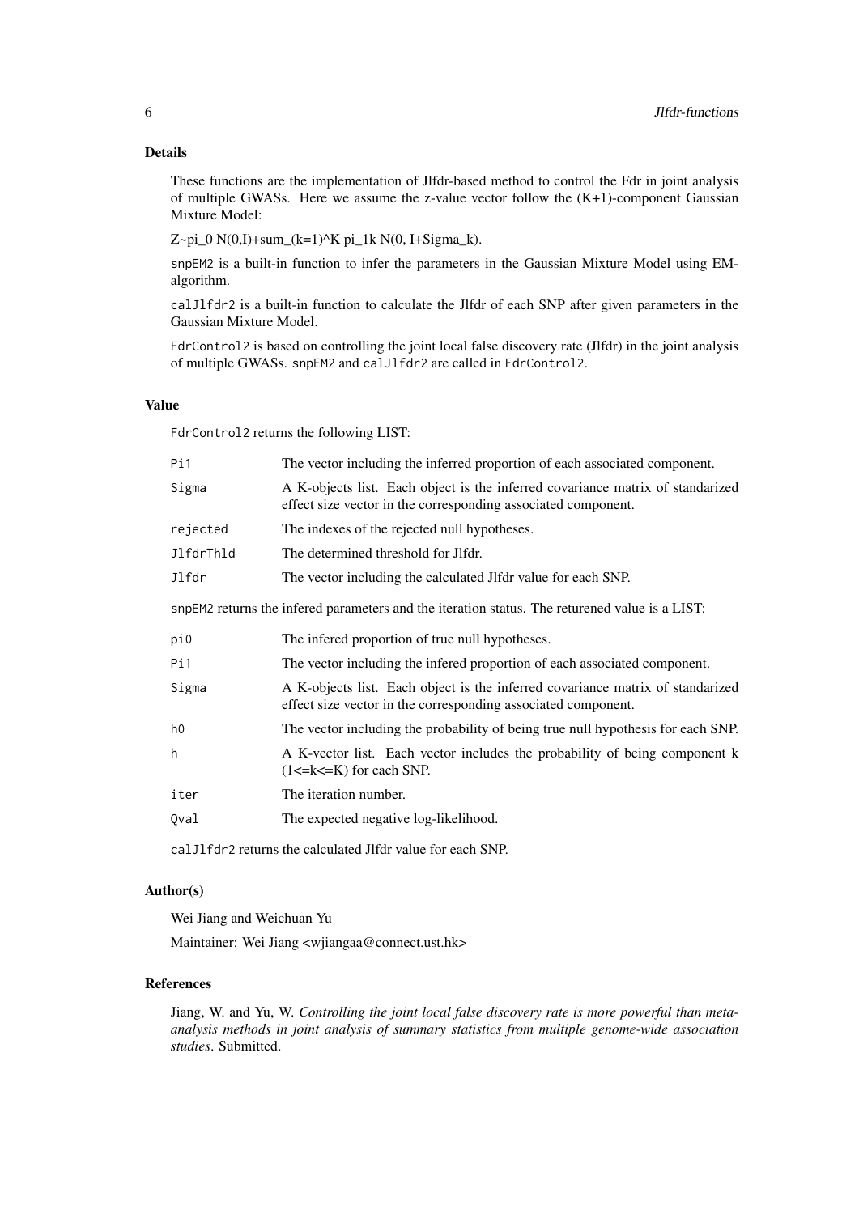### Details

These functions are the implementation of Jlfdr-based method to control the Fdr in joint analysis of multiple GWASs. Here we assume the z-value vector follow the (K+1)-component Gaussian Mixture Model:

Z~pi_0 N(0,I)+sum_(k=1)^K pi_1k N(0, I+Sigma_k).

`snpEM2` is a built-in function to infer the parameters in the Gaussian Mixture Model using EM-algorithm.

`calJlfdr2` is a built-in function to calculate the Jlfdr of each SNP after given parameters in the Gaussian Mixture Model.

`FdrControl2` is based on controlling the joint local false discovery rate (Jlfdr) in the joint analysis of multiple GWASs. `snpEM2` and `calJlfdr2` are called in `FdrControl2`.

### Value

`FdrControl2` returns the following LIST:

| | |
|---|---|
| `Pi1` | The vector including the inferred proportion of each associated component. |
| `Sigma` | A K-objects list. Each object is the inferred covariance matrix of standarized effect size vector in the corresponding associated component. |
| `rejected` | The indexes of the rejected null hypotheses. |
| `JlfdrThld` | The determined threshold for Jlfdr. |
| `Jlfdr` | The vector including the calculated Jlfdr value for each SNP. |

`snpEM2` returns the infered parameters and the iteration status. The returened value is a LIST:

| | |
|---|---|
| `pi0` | The infered proportion of true null hypotheses. |
| `Pi1` | The vector including the infered proportion of each associated component. |
| `Sigma` | A K-objects list. Each object is the inferred covariance matrix of standarized effect size vector in the corresponding associated component. |
| `h0` | The vector including the probability of being true null hypothesis for each SNP. |
| `h` | A K-vector list. Each vector includes the probability of being component k (1<=k<=K) for each SNP. |
| `iter` | The iteration number. |
| `Qval` | The expected negative log-likelihood. |

`calJlfdr2` returns the calculated Jlfdr value for each SNP.

### Author(s)

Wei Jiang and Weichuan Yu

Maintainer: Wei Jiang <wjiangaa@connect.ust.hk>

### References

Jiang, W. and Yu, W. *Controlling the joint local false discovery rate is more powerful than meta-analysis methods in joint analysis of summary statistics from multiple genome-wide association studies*. Submitted.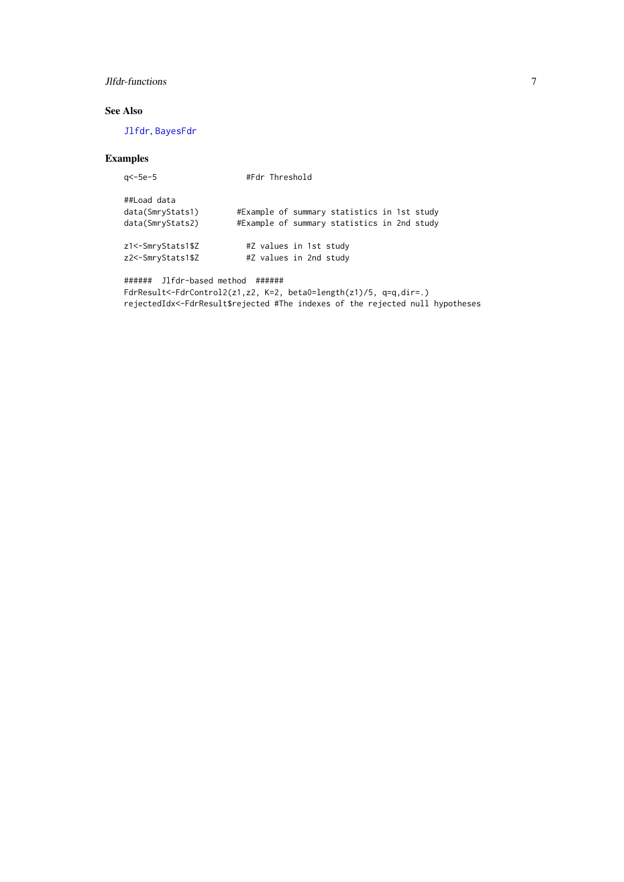### See Also

Jlfdr, BayesFdr

### Examples

```
q<-5e-5                    #Fdr Threshold

##Load data
data(SmryStats1)         #Example of summary statistics in 1st study
data(SmryStats2)         #Example of summary statistics in 2nd study

z1<-SmryStats1$Z           #Z values in 1st study
z2<-SmryStats1$Z           #Z values in 2nd study

######  Jlfdr-based method  ######
FdrResult<-FdrControl2(z1,z2, K=2, beta0=length(z1)/5, q=q,dir=.)
rejectedIdx<-FdrResult$rejected #The indexes of the rejected null hypotheses
```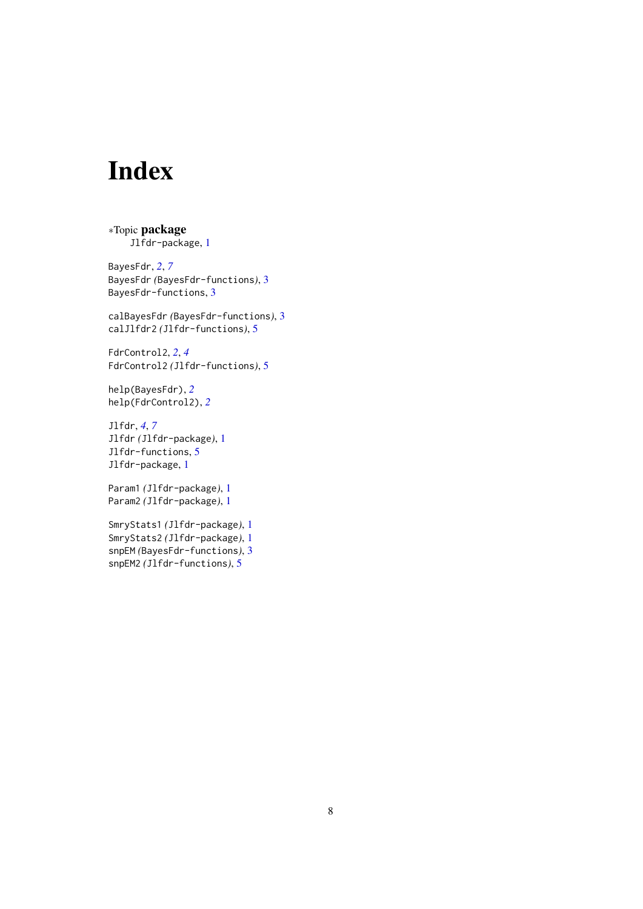# Index

*Topic **package**
  Jlfdr-package, 1

BayesFdr, *2*, *7*
BayesFdr *(*BayesFdr-functions*)*, 3
BayesFdr-functions, 3

calBayesFdr *(*BayesFdr-functions*)*, 3
calJlfdr2 *(*Jlfdr-functions*)*, 5

FdrControl2, *2*, *4*
FdrControl2 *(*Jlfdr-functions*)*, 5

help(BayesFdr), *2*
help(FdrControl2), *2*

Jlfdr, *4*, *7*
Jlfdr *(*Jlfdr-package*)*, 1
Jlfdr-functions, 5
Jlfdr-package, 1

Param1 *(*Jlfdr-package*)*, 1
Param2 *(*Jlfdr-package*)*, 1

SmryStats1 *(*Jlfdr-package*)*, 1
SmryStats2 *(*Jlfdr-package*)*, 1
snpEM *(*BayesFdr-functions*)*, 3
snpEM2 *(*Jlfdr-functions*)*, 5